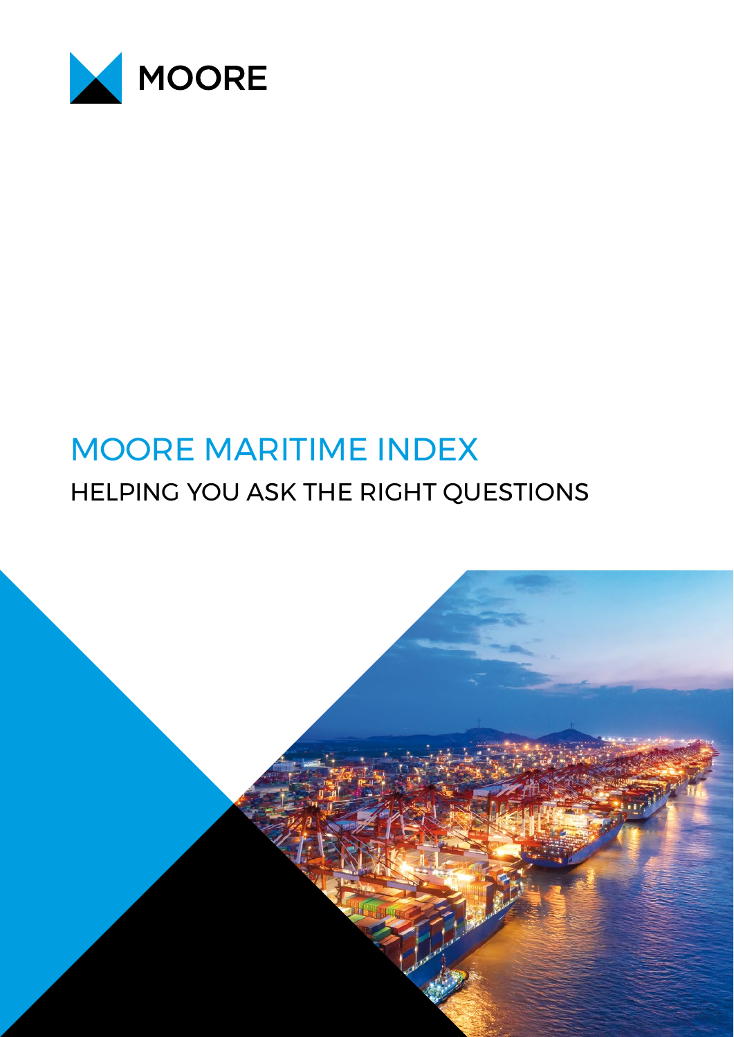MOORE

# MOORE MARITIME INDEX

## HELPING YOU ASK THE RIGHT QUESTIONS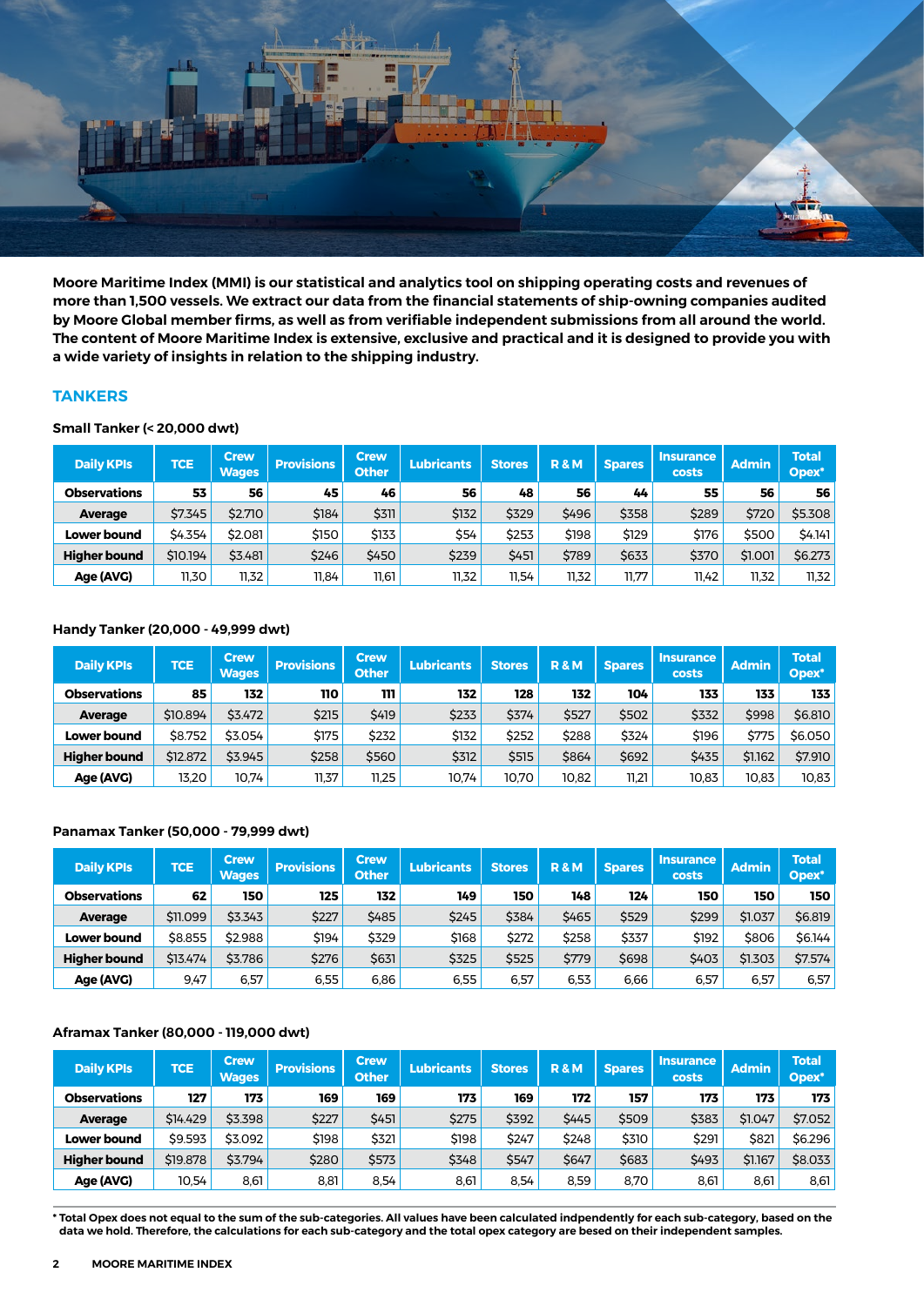**Moore Maritime Index (MMI) is our statistical and analytics tool on shipping operating costs and revenues of more than 1,500 vessels. We extract our data from the financial statements of ship-owning companies audited by Moore Global member firms, as well as from verifiable independent submissions from all around the world. The content of Moore Maritime Index is extensive, exclusive and practical and it is designed to provide you with a wide variety of insights in relation to the shipping industry.**

## TANKERS

### Small Tanker (< 20,000 dwt)

| Daily KPIs | TCE | Crew Wages | Provisions | Crew Other | Lubricants | Stores | R & M | Spares | Insurance costs | Admin | Total Opex* |
|---|---|---|---|---|---|---|---|---|---|---|---|
| **Observations** | **53** | **56** | **45** | **46** | **56** | **48** | **56** | **44** | **55** | **56** | **56** |
| **Average** | $7.345 | $2.710 | $184 | $311 | $132 | $329 | $496 | $358 | $289 | $720 | $5.308 |
| **Lower bound** | $4.354 | $2.081 | $150 | $133 | $54 | $253 | $198 | $129 | $176 | $500 | $4.141 |
| **Higher bound** | $10.194 | $3.481 | $246 | $450 | $239 | $451 | $789 | $633 | $370 | $1.001 | $6.273 |
| **Age (AVG)** | 11,30 | 11,32 | 11,84 | 11,61 | 11,32 | 11,54 | 11,32 | 11,77 | 11,42 | 11,32 | 11,32 |

### Handy Tanker (20,000 - 49,999 dwt)

| Daily KPIs | TCE | Crew Wages | Provisions | Crew Other | Lubricants | Stores | R & M | Spares | Insurance costs | Admin | Total Opex* |
|---|---|---|---|---|---|---|---|---|---|---|---|
| **Observations** | **85** | **132** | **110** | **111** | **132** | **128** | **132** | **104** | **133** | **133** | **133** |
| **Average** | $10.894 | $3.472 | $215 | $419 | $233 | $374 | $527 | $502 | $332 | $998 | $6.810 |
| **Lower bound** | $8.752 | $3.054 | $175 | $232 | $132 | $252 | $288 | $324 | $196 | $775 | $6.050 |
| **Higher bound** | $12.872 | $3.945 | $258 | $560 | $312 | $515 | $864 | $692 | $435 | $1.162 | $7.910 |
| **Age (AVG)** | 13,20 | 10,74 | 11,37 | 11,25 | 10,74 | 10,70 | 10,82 | 11,21 | 10,83 | 10,83 | 10,83 |

### Panamax Tanker (50,000 - 79,999 dwt)

| Daily KPIs | TCE | Crew Wages | Provisions | Crew Other | Lubricants | Stores | R & M | Spares | Insurance costs | Admin | Total Opex* |
|---|---|---|---|---|---|---|---|---|---|---|---|
| **Observations** | **62** | **150** | **125** | **132** | **149** | **150** | **148** | **124** | **150** | **150** | **150** |
| **Average** | $11.099 | $3.343 | $227 | $485 | $245 | $384 | $465 | $529 | $299 | $1.037 | $6.819 |
| **Lower bound** | $8.855 | $2.988 | $194 | $329 | $168 | $272 | $258 | $337 | $192 | $806 | $6.144 |
| **Higher bound** | $13.474 | $3.786 | $276 | $631 | $325 | $525 | $779 | $698 | $403 | $1.303 | $7.574 |
| **Age (AVG)** | 9,47 | 6,57 | 6,55 | 6,86 | 6,55 | 6,57 | 6,53 | 6,66 | 6,57 | 6,57 | 6,57 |

### Aframax Tanker (80,000 - 119,000 dwt)

| Daily KPIs | TCE | Crew Wages | Provisions | Crew Other | Lubricants | Stores | R & M | Spares | Insurance costs | Admin | Total Opex* |
|---|---|---|---|---|---|---|---|---|---|---|---|
| **Observations** | **127** | **173** | **169** | **169** | **173** | **169** | **172** | **157** | **173** | **173** | **173** |
| **Average** | $14.429 | $3.398 | $227 | $451 | $275 | $392 | $445 | $509 | $383 | $1.047 | $7.052 |
| **Lower bound** | $9.593 | $3.092 | $198 | $321 | $198 | $247 | $248 | $310 | $291 | $821 | $6.296 |
| **Higher bound** | $19.878 | $3.794 | $280 | $573 | $348 | $547 | $647 | $683 | $493 | $1.167 | $8.033 |
| **Age (AVG)** | 10,54 | 8,61 | 8,81 | 8,54 | 8,61 | 8,54 | 8,59 | 8,70 | 8,61 | 8,61 | 8,61 |

**\* Total Opex does not equal to the sum of the sub-categories. All values have been calculated indpendently for each sub-category, based on the data we hold. Therefore, the calculations for each sub-category and the total opex category are besed on their independent samples.**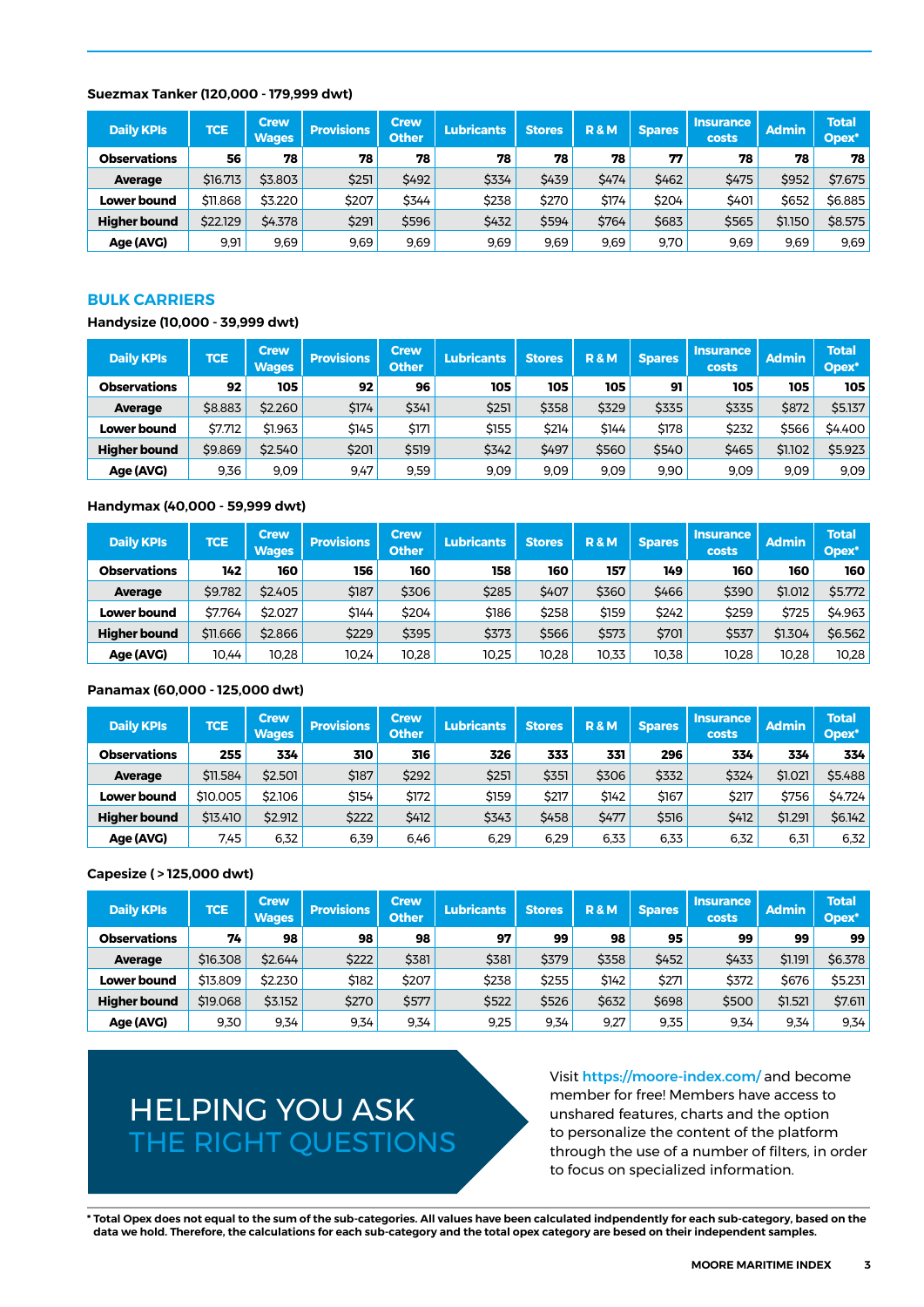#### Suezmax Tanker (120,000 - 179,999 dwt)

| Daily KPIs | TCE | Crew Wages | Provisions | Crew Other | Lubricants | Stores | R & M | Spares | Insurance costs | Admin | Total Opex* |
|---|---|---|---|---|---|---|---|---|---|---|---|
| **Observations** | **56** | **78** | **78** | **78** | **78** | **78** | **78** | **77** | **78** | **78** | **78** |
| **Average** | $16.713 | $3.803 | $251 | $492 | $334 | $439 | $474 | $462 | $475 | $952 | $7.675 |
| **Lower bound** | $11.868 | $3.220 | $207 | $344 | $238 | $270 | $174 | $204 | $401 | $652 | $6.885 |
| **Higher bound** | $22.129 | $4.378 | $291 | $596 | $432 | $594 | $764 | $683 | $565 | $1.150 | $8.575 |
| **Age (AVG)** | 9,91 | 9,69 | 9,69 | 9,69 | 9,69 | 9,69 | 9,69 | 9,70 | 9,69 | 9,69 | 9,69 |

## BULK CARRIERS

#### Handysize (10,000 - 39,999 dwt)

| Daily KPIs | TCE | Crew Wages | Provisions | Crew Other | Lubricants | Stores | R & M | Spares | Insurance costs | Admin | Total Opex* |
|---|---|---|---|---|---|---|---|---|---|---|---|
| **Observations** | **92** | **105** | **92** | **96** | **105** | **105** | **105** | **91** | **105** | **105** | **105** |
| **Average** | $8.883 | $2.260 | $174 | $341 | $251 | $358 | $329 | $335 | $335 | $872 | $5.137 |
| **Lower bound** | $7.712 | $1.963 | $145 | $171 | $155 | $214 | $144 | $178 | $232 | $566 | $4.400 |
| **Higher bound** | $9.869 | $2.540 | $201 | $519 | $342 | $497 | $560 | $540 | $465 | $1.102 | $5.923 |
| **Age (AVG)** | 9,36 | 9,09 | 9,47 | 9,59 | 9,09 | 9,09 | 9,09 | 9,90 | 9,09 | 9,09 | 9,09 |

#### Handymax (40,000 - 59,999 dwt)

| Daily KPIs | TCE | Crew Wages | Provisions | Crew Other | Lubricants | Stores | R & M | Spares | Insurance costs | Admin | Total Opex* |
|---|---|---|---|---|---|---|---|---|---|---|---|
| **Observations** | **142** | **160** | **156** | **160** | **158** | **160** | **157** | **149** | **160** | **160** | **160** |
| **Average** | $9.782 | $2.405 | $187 | $306 | $285 | $407 | $360 | $466 | $390 | $1.012 | $5.772 |
| **Lower bound** | $7.764 | $2.027 | $144 | $204 | $186 | $258 | $159 | $242 | $259 | $725 | $4.963 |
| **Higher bound** | $11.666 | $2.866 | $229 | $395 | $373 | $566 | $573 | $701 | $537 | $1.304 | $6.562 |
| **Age (AVG)** | 10,44 | 10,28 | 10,24 | 10,28 | 10,25 | 10,28 | 10,33 | 10,38 | 10,28 | 10,28 | 10,28 |

#### Panamax (60,000 - 125,000 dwt)

| Daily KPIs | TCE | Crew Wages | Provisions | Crew Other | Lubricants | Stores | R & M | Spares | Insurance costs | Admin | Total Opex* |
|---|---|---|---|---|---|---|---|---|---|---|---|
| **Observations** | **255** | **334** | **310** | **316** | **326** | **333** | **331** | **296** | **334** | **334** | **334** |
| **Average** | $11.584 | $2.501 | $187 | $292 | $251 | $351 | $306 | $332 | $324 | $1.021 | $5.488 |
| **Lower bound** | $10.005 | $2.106 | $154 | $172 | $159 | $217 | $142 | $167 | $217 | $756 | $4.724 |
| **Higher bound** | $13.410 | $2.912 | $222 | $412 | $343 | $458 | $477 | $516 | $412 | $1.291 | $6.142 |
| **Age (AVG)** | 7,45 | 6,32 | 6,39 | 6,46 | 6,29 | 6,29 | 6,33 | 6,33 | 6,32 | 6,31 | 6,32 |

#### Capesize ( > 125,000 dwt)

| Daily KPIs | TCE | Crew Wages | Provisions | Crew Other | Lubricants | Stores | R & M | Spares | Insurance costs | Admin | Total Opex* |
|---|---|---|---|---|---|---|---|---|---|---|---|
| **Observations** | **74** | **98** | **98** | **98** | **97** | **99** | **98** | **95** | **99** | **99** | **99** |
| **Average** | $16.308 | $2.644 | $222 | $381 | $381 | $379 | $358 | $452 | $433 | $1.191 | $6.378 |
| **Lower bound** | $13.809 | $2.230 | $182 | $207 | $238 | $255 | $142 | $271 | $372 | $676 | $5.231 |
| **Higher bound** | $19.068 | $3.152 | $270 | $577 | $522 | $526 | $632 | $698 | $500 | $1.521 | $7.611 |
| **Age (AVG)** | 9,30 | 9,34 | 9,34 | 9,34 | 9,25 | 9,34 | 9,27 | 9,35 | 9,34 | 9,34 | 9,34 |

## HELPING YOU ASK THE RIGHT QUESTIONS

Visit https://moore-index.com/ and become member for free! Members have access to unshared features, charts and the option to personalize the content of the platform through the use of a number of filters, in order to focus on specialized information.

**\* Total Opex does not equal to the sum of the sub-categories. All values have been calculated indpendently for each sub-category, based on the data we hold. Therefore, the calculations for each sub-category and the total opex category are besed on their independent samples.**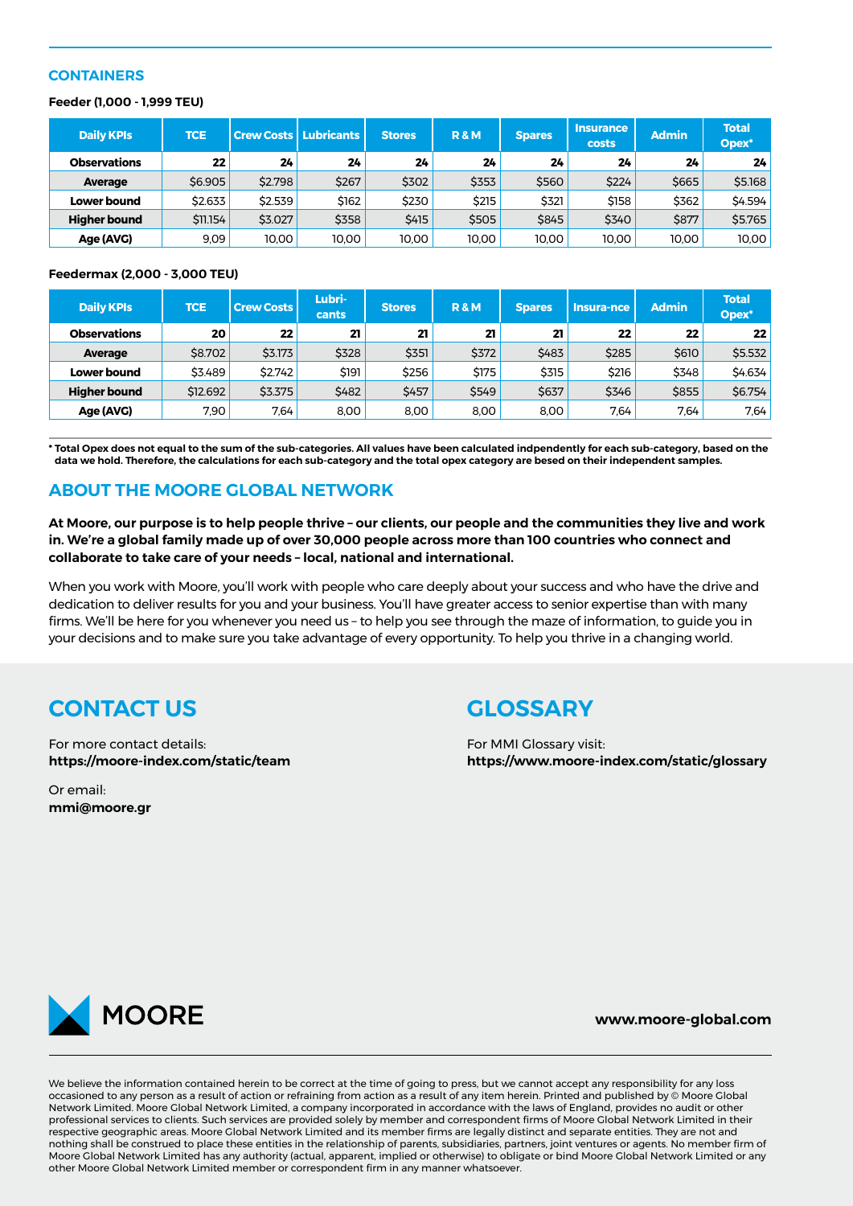## CONTAINERS

**Feeder (1,000 - 1,999 TEU)**

| Daily KPIs | TCE | Crew Costs | Lubricants | Stores | R & M | Spares | Insurance costs | Admin | Total Opex* |
|---|---|---|---|---|---|---|---|---|---|
| **Observations** | **22** | **24** | **24** | **24** | **24** | **24** | **24** | **24** | **24** |
| **Average** | $6.905 | $2.798 | $267 | $302 | $353 | $560 | $224 | $665 | $5.168 |
| **Lower bound** | $2.633 | $2.539 | $162 | $230 | $215 | $321 | $158 | $362 | $4.594 |
| **Higher bound** | $11.154 | $3.027 | $358 | $415 | $505 | $845 | $340 | $877 | $5.765 |
| **Age (AVG)** | 9,09 | 10,00 | 10,00 | 10,00 | 10,00 | 10,00 | 10,00 | 10,00 | 10,00 |

**Feedermax (2,000 - 3,000 TEU)**

| Daily KPIs | TCE | Crew Costs | Lubri-cants | Stores | R & M | Spares | Insura-nce | Admin | Total Opex* |
|---|---|---|---|---|---|---|---|---|---|
| **Observations** | **20** | **22** | **21** | **21** | **21** | **21** | **22** | **22** | **22** |
| **Average** | $8.702 | $3.173 | $328 | $351 | $372 | $483 | $285 | $610 | $5.532 |
| **Lower bound** | $3.489 | $2.742 | $191 | $256 | $175 | $315 | $216 | $348 | $4.634 |
| **Higher bound** | $12.692 | $3.375 | $482 | $457 | $549 | $637 | $346 | $855 | $6.754 |
| **Age (AVG)** | 7,90 | 7,64 | 8,00 | 8,00 | 8,00 | 8,00 | 7,64 | 7,64 | 7,64 |

**\* Total Opex does not equal to the sum of the sub-categories. All values have been calculated indpendently for each sub-category, based on the data we hold. Therefore, the calculations for each sub-category and the total opex category are besed on their independent samples.**

## ABOUT THE MOORE GLOBAL NETWORK

**At Moore, our purpose is to help people thrive – our clients, our people and the communities they live and work in. We're a global family made up of over 30,000 people across more than 100 countries who connect and collaborate to take care of your needs – local, national and international.**

When you work with Moore, you'll work with people who care deeply about your success and who have the drive and dedication to deliver results for you and your business. You'll have greater access to senior expertise than with many firms. We'll be here for you whenever you need us – to help you see through the maze of information, to guide you in your decisions and to make sure you take advantage of every opportunity. To help you thrive in a changing world.

## CONTACT US

For more contact details:
**https://moore-index.com/static/team**

Or email:
**mmi@moore.gr**

## GLOSSARY

For MMI Glossary visit:
**https://www.moore-index.com/static/glossary**

MOORE

**www.moore-global.com**

We believe the information contained herein to be correct at the time of going to press, but we cannot accept any responsibility for any loss occasioned to any person as a result of action or refraining from action as a result of any item herein. Printed and published by © Moore Global Network Limited. Moore Global Network Limited, a company incorporated in accordance with the laws of England, provides no audit or other professional services to clients. Such services are provided solely by member and correspondent firms of Moore Global Network Limited in their respective geographic areas. Moore Global Network Limited and its member firms are legally distinct and separate entities. They are not and nothing shall be construed to place these entities in the relationship of parents, subsidiaries, partners, joint ventures or agents. No member firm of Moore Global Network Limited has any authority (actual, apparent, implied or otherwise) to obligate or bind Moore Global Network Limited or any other Moore Global Network Limited member or correspondent firm in any manner whatsoever.